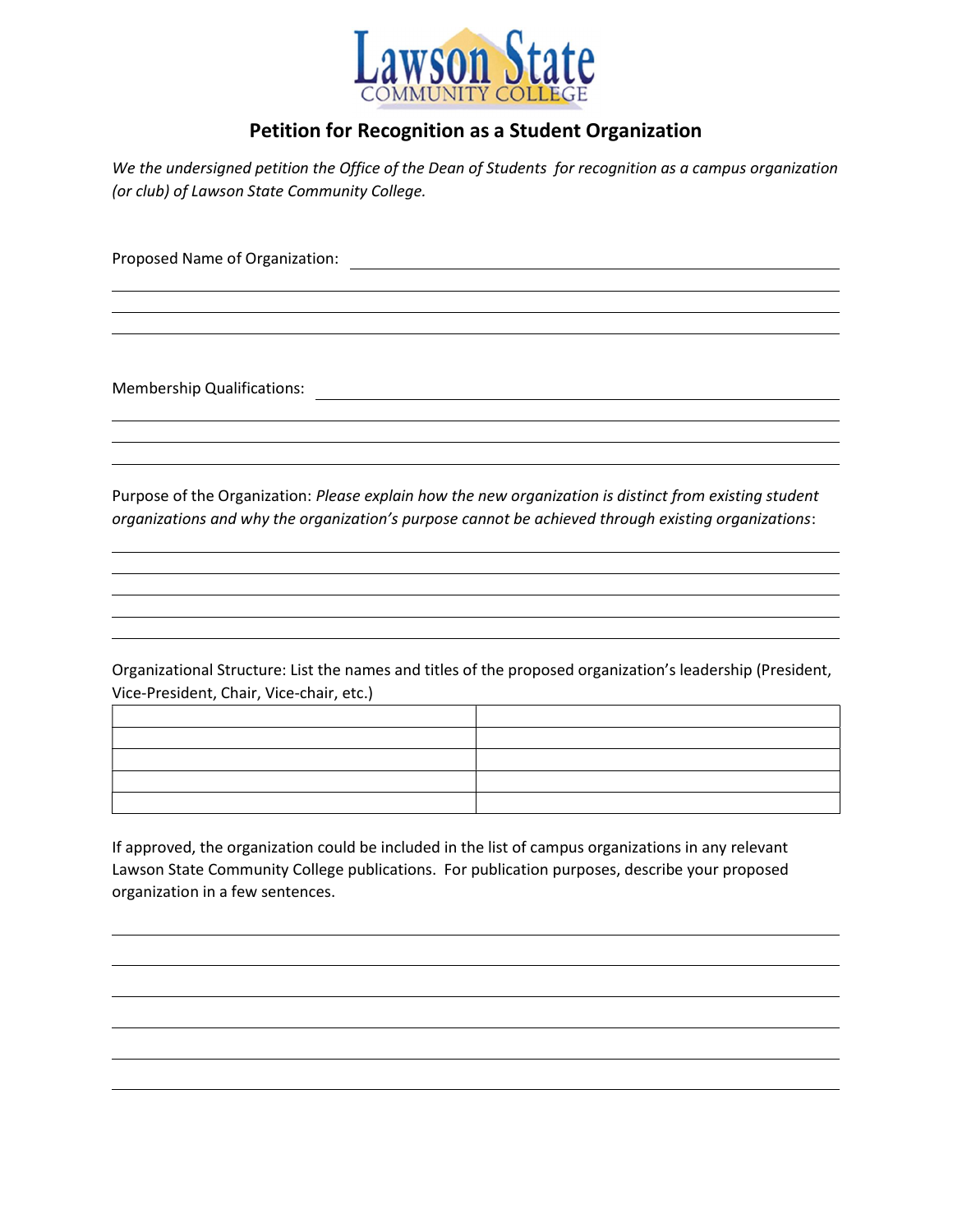Lawson State Community College

# Petition for Recognition as a Student Organization

*We the undersigned petition the Office of the Dean of Students for recognition as a campus organization (or club) of Lawson State Community College.*

Proposed Name of Organization: ______________________________________________

_____________________________________________________________________________

_____________________________________________________________________________

_____________________________________________________________________________

Membership Qualifications: __________________________________________________

_____________________________________________________________________________

_____________________________________________________________________________

_____________________________________________________________________________

Purpose of the Organization: *Please explain how the new organization is distinct from existing student organizations and why the organization's purpose cannot be achieved through existing organizations*:

_____________________________________________________________________________

_____________________________________________________________________________

_____________________________________________________________________________

_____________________________________________________________________________

_____________________________________________________________________________

Organizational Structure: List the names and titles of the proposed organization's leadership (President, Vice-President, Chair, Vice-chair, etc.)

| | |
|---|---|
| | |
| | |
| | |
| | |
| | |

If approved, the organization could be included in the list of campus organizations in any relevant Lawson State Community College publications. For publication purposes, describe your proposed organization in a few sentences.

_____________________________________________________________________________

_____________________________________________________________________________

_____________________________________________________________________________

_____________________________________________________________________________

_____________________________________________________________________________

_____________________________________________________________________________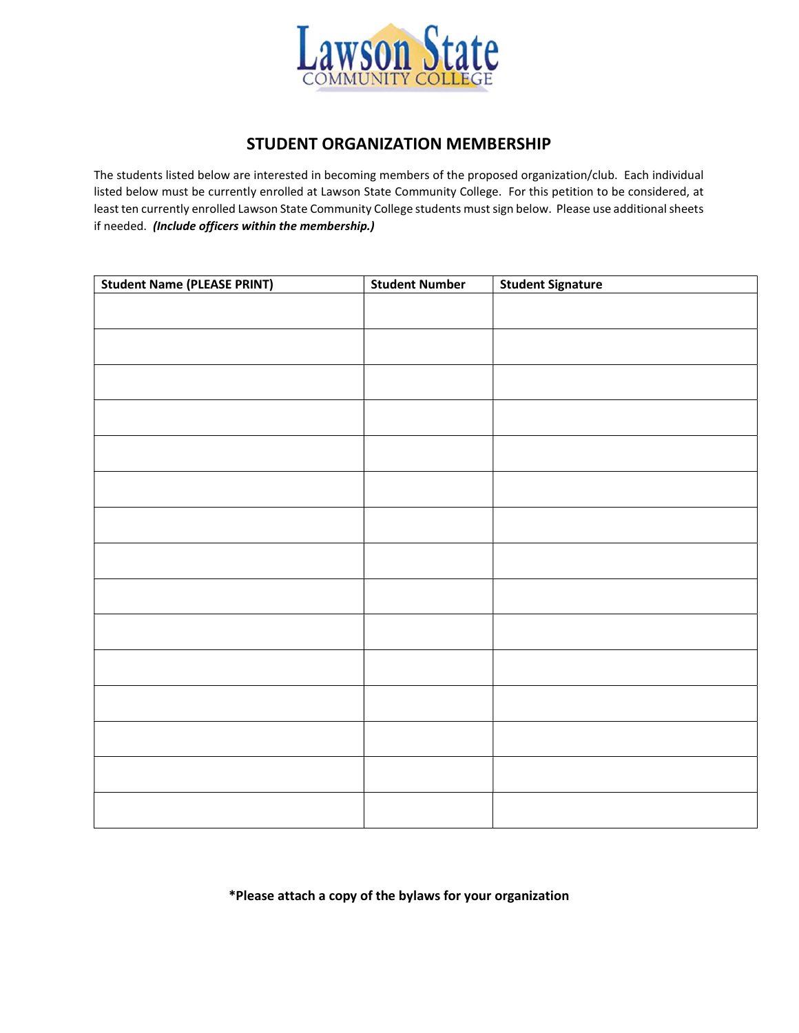Lawson State
COMMUNITY COLLEGE

## STUDENT ORGANIZATION MEMBERSHIP

The students listed below are interested in becoming members of the proposed organization/club. Each individual listed below must be currently enrolled at Lawson State Community College. For this petition to be considered, at least ten currently enrolled Lawson State Community College students must sign below. Please use additional sheets if needed. ***(Include officers within the membership.)***

| Student Name (PLEASE PRINT) | Student Number | Student Signature |
|---|---|---|
| | | |
| | | |
| | | |
| | | |
| | | |
| | | |
| | | |
| | | |
| | | |
| | | |
| | | |
| | | |
| | | |
| | | |
| | | |

**\*Please attach a copy of the bylaws for your organization**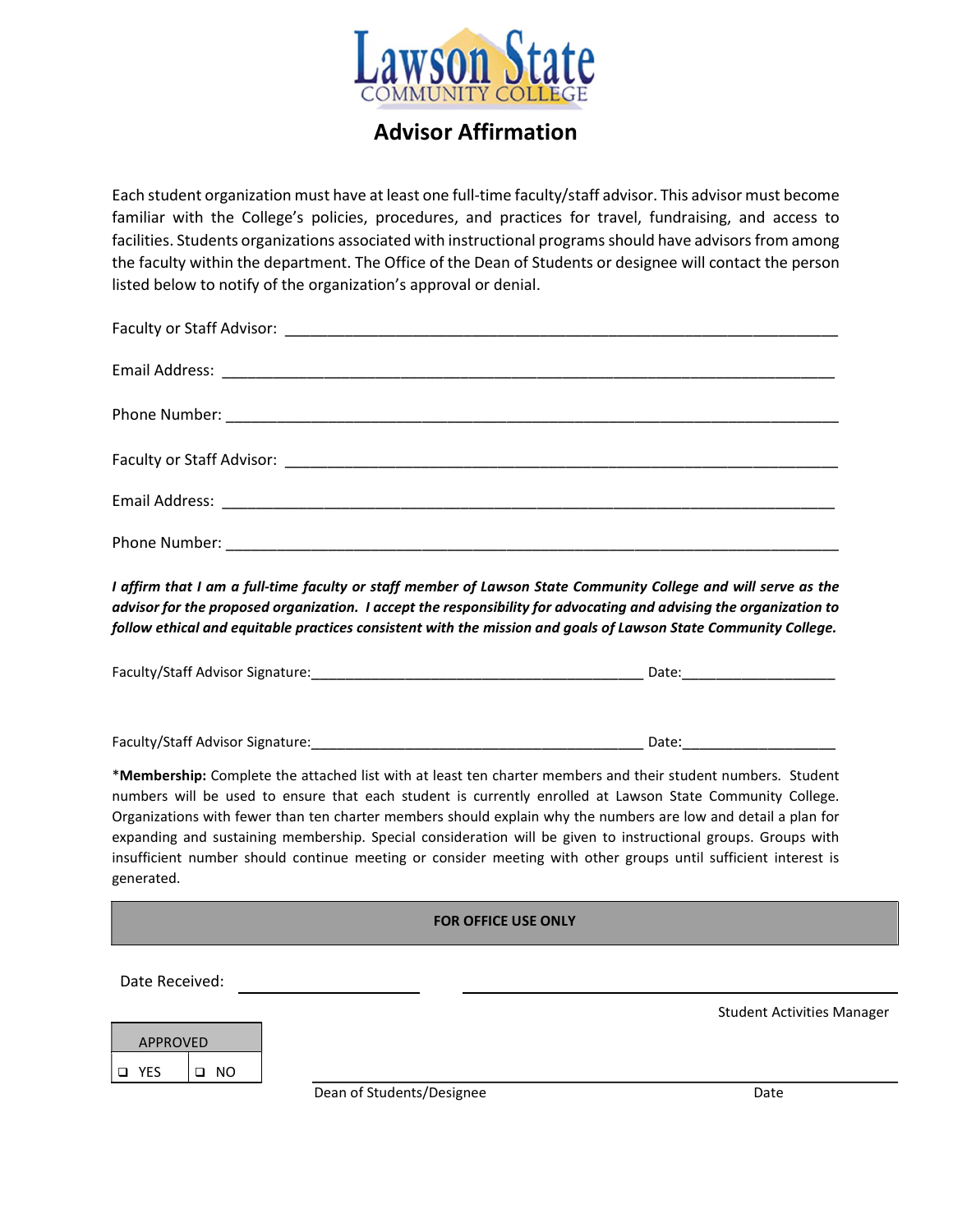Lawson State
COMMUNITY COLLEGE

# Advisor Affirmation

Each student organization must have at least one full-time faculty/staff advisor. This advisor must become familiar with the College's policies, procedures, and practices for travel, fundraising, and access to facilities. Students organizations associated with instructional programs should have advisors from among the faculty within the department. The Office of the Dean of Students or designee will contact the person listed below to notify of the organization's approval or denial.

Faculty or Staff Advisor: ____________________________________________________________

Email Address: ____________________________________________________________

Phone Number: ____________________________________________________________

Faculty or Staff Advisor: ____________________________________________________________

Email Address: ____________________________________________________________

Phone Number: ____________________________________________________________

***I affirm that I am a full-time faculty or staff member of Lawson State Community College and will serve as the advisor for the proposed organization. I accept the responsibility for advocating and advising the organization to follow ethical and equitable practices consistent with the mission and goals of Lawson State Community College.***

Faculty/Staff Advisor Signature:____________________________________________ Date:____________________

Faculty/Staff Advisor Signature:____________________________________________ Date:____________________

\***Membership:** Complete the attached list with at least ten charter members and their student numbers. Student numbers will be used to ensure that each student is currently enrolled at Lawson State Community College. Organizations with fewer than ten charter members should explain why the numbers are low and detail a plan for expanding and sustaining membership. Special consideration will be given to instructional groups. Groups with insufficient number should continue meeting or consider meeting with other groups until sufficient interest is generated.

**FOR OFFICE USE ONLY**

Date Received: ____________________ ________________________________________

Student Activities Manager

| APPROVED | |
|---|---|
| ❑ YES | ❑ NO |

________________________________________

Dean of Students/Designee Date